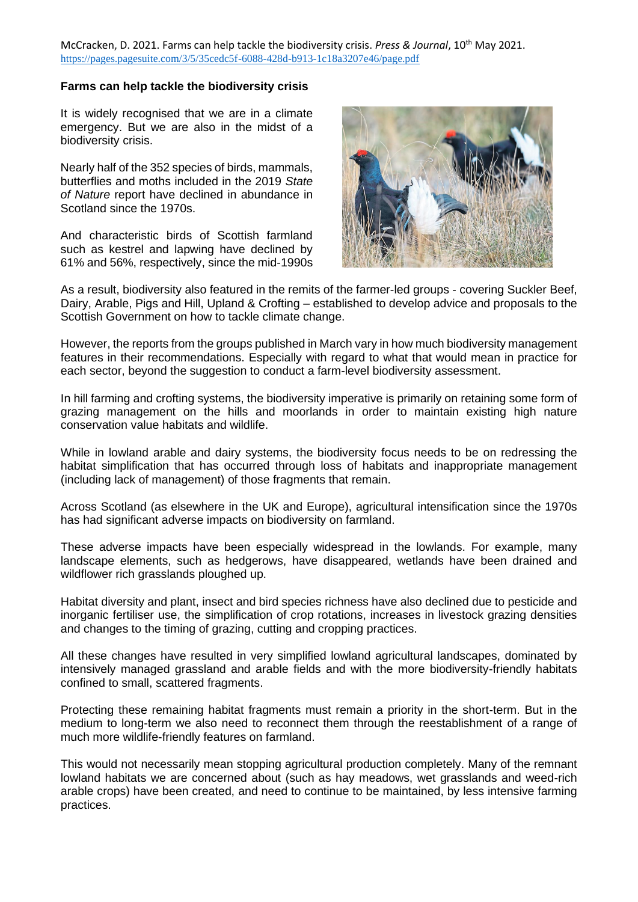McCracken, D. 2021. Farms can help tackle the biodiversity crisis. *Press & Journal*, 10th May 2021. https://pages.pagesuite.com/3/5/35cedc5f-6088-428d-b913-1c18a3207e46/page.pdf

## Farms can help tackle the biodiversity crisis

It is widely recognised that we are in a climate emergency. But we are also in the midst of a biodiversity crisis.

Nearly half of the 352 species of birds, mammals, butterflies and moths included in the 2019 *State of Nature* report have declined in abundance in Scotland since the 1970s.

And characteristic birds of Scottish farmland such as kestrel and lapwing have declined by 61% and 56%, respectively, since the mid-1990s

As a result, biodiversity also featured in the remits of the farmer-led groups - covering Suckler Beef, Dairy, Arable, Pigs and Hill, Upland & Crofting – established to develop advice and proposals to the Scottish Government on how to tackle climate change.

However, the reports from the groups published in March vary in how much biodiversity management features in their recommendations. Especially with regard to what that would mean in practice for each sector, beyond the suggestion to conduct a farm-level biodiversity assessment.

In hill farming and crofting systems, the biodiversity imperative is primarily on retaining some form of grazing management on the hills and moorlands in order to maintain existing high nature conservation value habitats and wildlife.

While in lowland arable and dairy systems, the biodiversity focus needs to be on redressing the habitat simplification that has occurred through loss of habitats and inappropriate management (including lack of management) of those fragments that remain.

Across Scotland (as elsewhere in the UK and Europe), agricultural intensification since the 1970s has had significant adverse impacts on biodiversity on farmland.

These adverse impacts have been especially widespread in the lowlands. For example, many landscape elements, such as hedgerows, have disappeared, wetlands have been drained and wildflower rich grasslands ploughed up.

Habitat diversity and plant, insect and bird species richness have also declined due to pesticide and inorganic fertiliser use, the simplification of crop rotations, increases in livestock grazing densities and changes to the timing of grazing, cutting and cropping practices.

All these changes have resulted in very simplified lowland agricultural landscapes, dominated by intensively managed grassland and arable fields and with the more biodiversity-friendly habitats confined to small, scattered fragments.

Protecting these remaining habitat fragments must remain a priority in the short-term. But in the medium to long-term we also need to reconnect them through the reestablishment of a range of much more wildlife-friendly features on farmland.

This would not necessarily mean stopping agricultural production completely. Many of the remnant lowland habitats we are concerned about (such as hay meadows, wet grasslands and weed-rich arable crops) have been created, and need to continue to be maintained, by less intensive farming practices.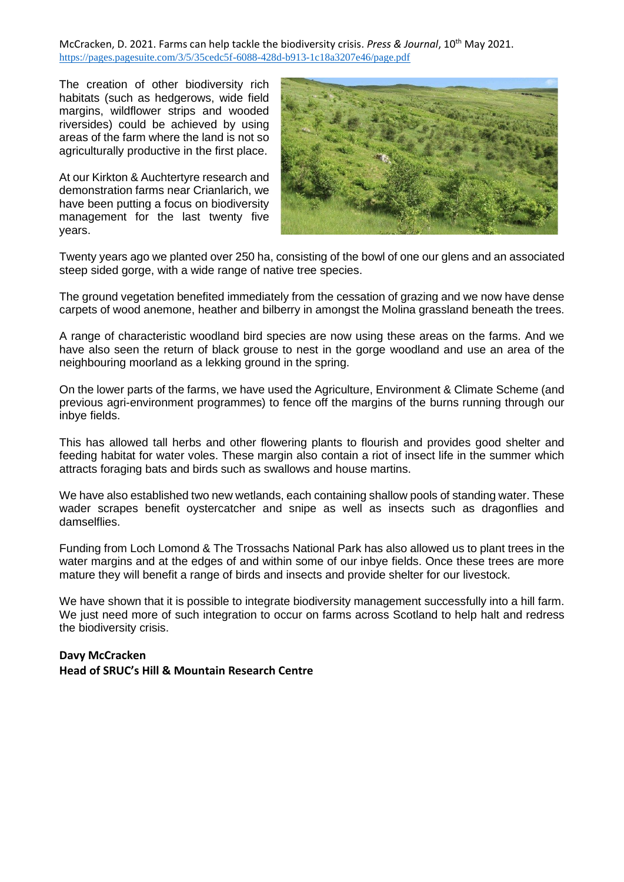McCracken, D. 2021. Farms can help tackle the biodiversity crisis. *Press & Journal*, 10th May 2021. https://pages.pagesuite.com/3/5/35cedc5f-6088-428d-b913-1c18a3207e46/page.pdf

The creation of other biodiversity rich habitats (such as hedgerows, wide field margins, wildflower strips and wooded riversides) could be achieved by using areas of the farm where the land is not so agriculturally productive in the first place.

At our Kirkton & Auchtertyre research and demonstration farms near Crianlarich, we have been putting a focus on biodiversity management for the last twenty five years.

Twenty years ago we planted over 250 ha, consisting of the bowl of one our glens and an associated steep sided gorge, with a wide range of native tree species.

The ground vegetation benefited immediately from the cessation of grazing and we now have dense carpets of wood anemone, heather and bilberry in amongst the Molina grassland beneath the trees.

A range of characteristic woodland bird species are now using these areas on the farms. And we have also seen the return of black grouse to nest in the gorge woodland and use an area of the neighbouring moorland as a lekking ground in the spring.

On the lower parts of the farms, we have used the Agriculture, Environment & Climate Scheme (and previous agri-environment programmes) to fence off the margins of the burns running through our inbye fields.

This has allowed tall herbs and other flowering plants to flourish and provides good shelter and feeding habitat for water voles. These margin also contain a riot of insect life in the summer which attracts foraging bats and birds such as swallows and house martins.

We have also established two new wetlands, each containing shallow pools of standing water. These wader scrapes benefit oystercatcher and snipe as well as insects such as dragonflies and damselflies.

Funding from Loch Lomond & The Trossachs National Park has also allowed us to plant trees in the water margins and at the edges of and within some of our inbye fields. Once these trees are more mature they will benefit a range of birds and insects and provide shelter for our livestock.

We have shown that it is possible to integrate biodiversity management successfully into a hill farm. We just need more of such integration to occur on farms across Scotland to help halt and redress the biodiversity crisis.

**Davy McCracken**
**Head of SRUC's Hill & Mountain Research Centre**